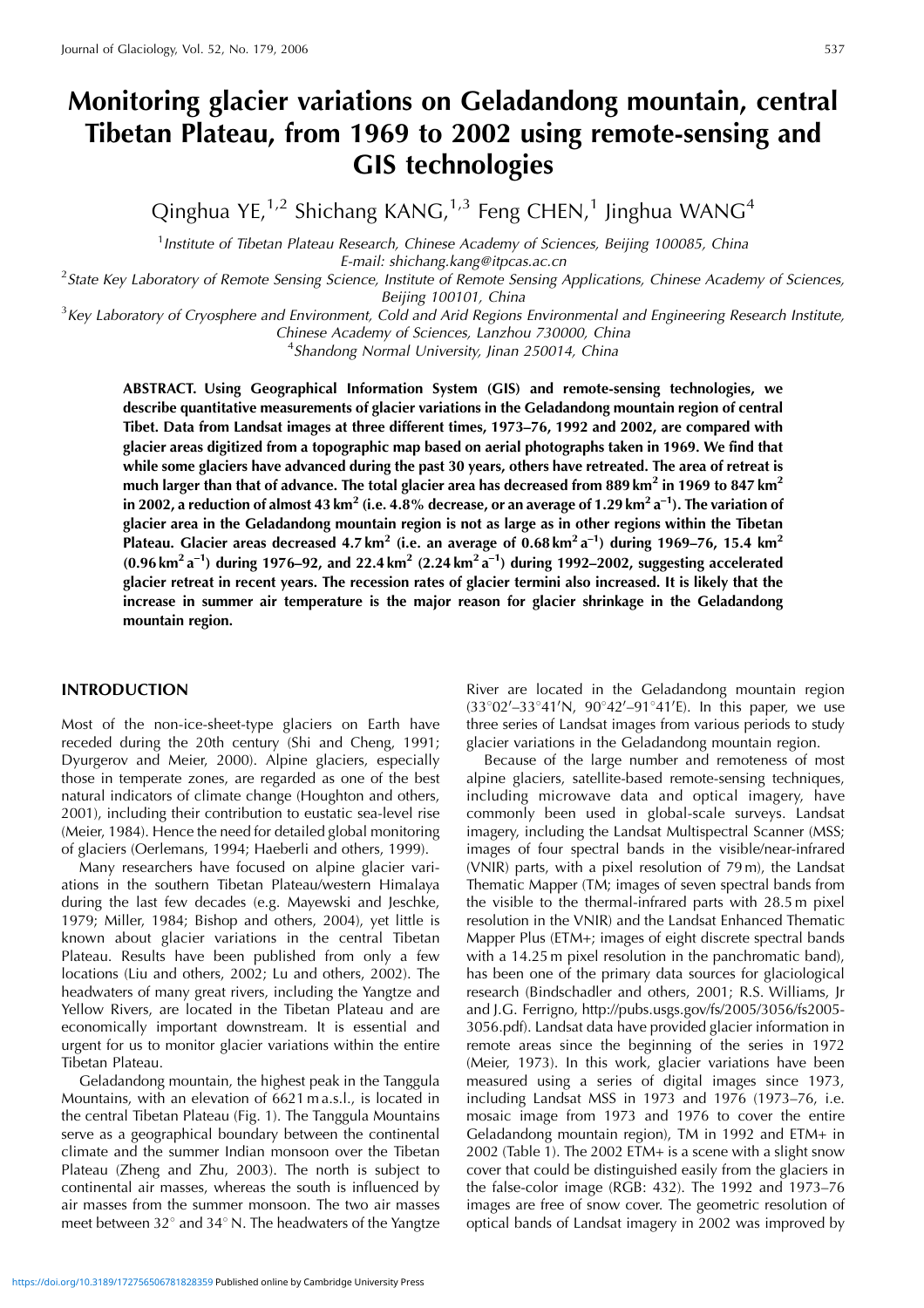# Monitoring glacier variations on Geladandong mountain, central Tibetan Plateau, from 1969 to 2002 using remote-sensing and GIS technologies

Qinghua YE,[1,2] Shichang KANG,[1,3] Feng CHEN,[1] Jinghua WANG[4]

[1] *Institute of Tibetan Plateau Research, Chinese Academy of Sciences, Beijing 100085, China*
*E-mail: shichang.kang@itpcas.ac.cn*

[2] *State Key Laboratory of Remote Sensing Science, Institute of Remote Sensing Applications, Chinese Academy of Sciences, Beijing 100101, China*

[3] *Key Laboratory of Cryosphere and Environment, Cold and Arid Regions Environmental and Engineering Research Institute, Chinese Academy of Sciences, Lanzhou 730000, China*

[4] *Shandong Normal University, Jinan 250014, China*

**ABSTRACT. Using Geographical Information System (GIS) and remote-sensing technologies, we describe quantitative measurements of glacier variations in the Geladandong mountain region of central Tibet. Data from Landsat images at three different times, 1973–76, 1992 and 2002, are compared with glacier areas digitized from a topographic map based on aerial photographs taken in 1969. We find that while some glaciers have advanced during the past 30 years, others have retreated. The area of retreat is much larger than that of advance. The total glacier area has decreased from 889 km$^2$ in 1969 to 847 km$^2$ in 2002, a reduction of almost 43 km$^2$ (i.e. 4.8% decrease, or an average of 1.29 km$^2$ a$^{-1}$). The variation of glacier area in the Geladandong mountain region is not as large as in other regions within the Tibetan Plateau. Glacier areas decreased 4.7 km$^2$ (i.e. an average of 0.68 km$^2$ a$^{-1}$) during 1969–76, 15.4 km$^2$ (0.96 km$^2$ a$^{-1}$) during 1976–92, and 22.4 km$^2$ (2.24 km$^2$ a$^{-1}$) during 1992–2002, suggesting accelerated glacier retreat in recent years. The recession rates of glacier termini also increased. It is likely that the increase in summer air temperature is the major reason for glacier shrinkage in the Geladandong mountain region.**

## INTRODUCTION

Most of the non-ice-sheet-type glaciers on Earth have receded during the 20th century (Shi and Cheng, 1991; Dyurgerov and Meier, 2000). Alpine glaciers, especially those in temperate zones, are regarded as one of the best natural indicators of climate change (Houghton and others, 2001), including their contribution to eustatic sea-level rise (Meier, 1984). Hence the need for detailed global monitoring of glaciers (Oerlemans, 1994; Haeberli and others, 1999).

Many researchers have focused on alpine glacier variations in the southern Tibetan Plateau/western Himalaya during the last few decades (e.g. Mayewski and Jeschke, 1979; Miller, 1984; Bishop and others, 2004), yet little is known about glacier variations in the central Tibetan Plateau. Results have been published from only a few locations (Liu and others, 2002; Lu and others, 2002). The headwaters of many great rivers, including the Yangtze and Yellow Rivers, are located in the Tibetan Plateau and are economically important downstream. It is essential and urgent for us to monitor glacier variations within the entire Tibetan Plateau.

Geladandong mountain, the highest peak in the Tanggula Mountains, with an elevation of 6621 m a.s.l., is located in the central Tibetan Plateau (Fig. 1). The Tanggula Mountains serve as a geographical boundary between the continental climate and the summer Indian monsoon over the Tibetan Plateau (Zheng and Zhu, 2003). The north is subject to continental air masses, whereas the south is influenced by air masses from the summer monsoon. The two air masses meet between 32° and 34° N. The headwaters of the Yangtze River are located in the Geladandong mountain region (33°02′–33°41′N, 90°42′–91°41′E). In this paper, we use three series of Landsat images from various periods to study glacier variations in the Geladandong mountain region.

Because of the large number and remoteness of most alpine glaciers, satellite-based remote-sensing techniques, including microwave data and optical imagery, have commonly been used in global-scale surveys. Landsat imagery, including the Landsat Multispectral Scanner (MSS; images of four spectral bands in the visible/near-infrared (VNIR) parts, with a pixel resolution of 79 m), the Landsat Thematic Mapper (TM; images of seven spectral bands from the visible to the thermal-infrared parts with 28.5 m pixel resolution in the VNIR) and the Landsat Enhanced Thematic Mapper Plus (ETM+; images of eight discrete spectral bands with a 14.25 m pixel resolution in the panchromatic band), has been one of the primary data sources for glaciological research (Bindschadler and others, 2001; R.S. Williams, Jr and J.G. Ferrigno, http://pubs.usgs.gov/fs/2005/3056/fs2005-3056.pdf). Landsat data have provided glacier information in remote areas since the beginning of the series in 1972 (Meier, 1973). In this work, glacier variations have been measured using a series of digital images since 1973, including Landsat MSS in 1973 and 1976 (1973–76, i.e. mosaic image from 1973 and 1976 to cover the entire Geladandong mountain region), TM in 1992 and ETM+ in 2002 (Table 1). The 2002 ETM+ is a scene with a slight snow cover that could be distinguished easily from the glaciers in the false-color image (RGB: 432). The 1992 and 1973–76 images are free of snow cover. The geometric resolution of optical bands of Landsat imagery in 2002 was improved by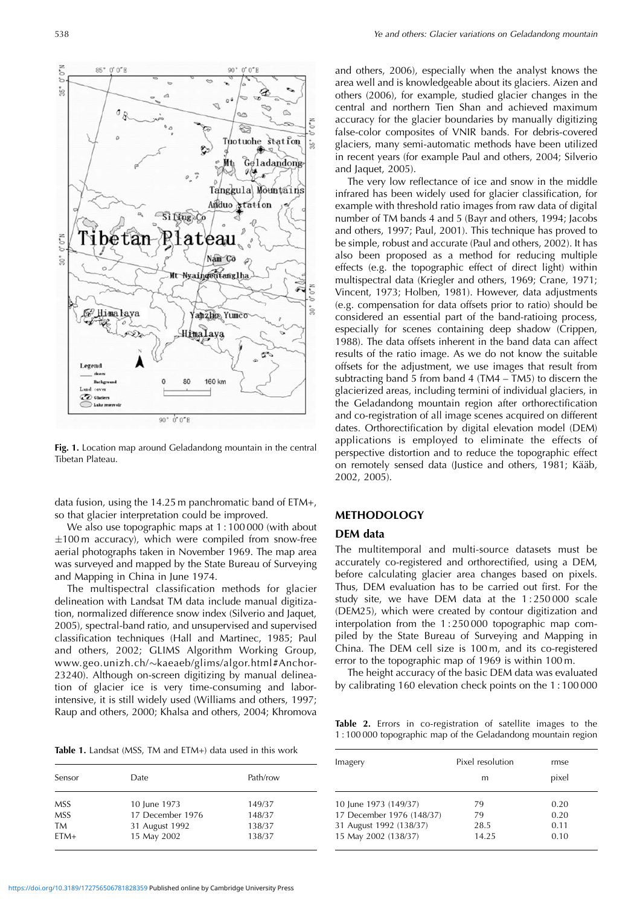**Fig. 1.** Location map around Geladandong mountain in the central Tibetan Plateau.

data fusion, using the 14.25 m panchromatic band of ETM+, so that glacier interpretation could be improved.

We also use topographic maps at 1 : 100 000 (with about ±100 m accuracy), which were compiled from snow-free aerial photographs taken in November 1969. The map area was surveyed and mapped by the State Bureau of Surveying and Mapping in China in June 1974.

The multispectral classification methods for glacier delineation with Landsat TM data include manual digitization, normalized difference snow index (Silverio and Jaquet, 2005), spectral-band ratio, and unsupervised and supervised classification techniques (Hall and Martinec, 1985; Paul and others, 2002; GLIMS Algorithm Working Group, www.geo.unizh.ch/~kaeaeb/glims/algor.html#Anchor-23240). Although on-screen digitizing by manual delineation of glacier ice is very time-consuming and labor-intensive, it is still widely used (Williams and others, 1997; Raup and others, 2000; Khalsa and others, 2004; Khromova and others, 2006), especially when the analyst knows the area well and is knowledgeable about its glaciers. Aizen and others (2006), for example, studied glacier changes in the central and northern Tien Shan and achieved maximum accuracy for the glacier boundaries by manually digitizing false-color composites of VNIR bands. For debris-covered glaciers, many semi-automatic methods have been utilized in recent years (for example Paul and others, 2004; Silverio and Jaquet, 2005).

The very low reflectance of ice and snow in the middle infrared has been widely used for glacier classification, for example with threshold ratio images from raw data of digital number of TM bands 4 and 5 (Bayr and others, 1994; Jacobs and others, 1997; Paul, 2001). This technique has proved to be simple, robust and accurate (Paul and others, 2002). It has also been proposed as a method for reducing multiple effects (e.g. the topographic effect of direct light) within multispectral data (Kriegler and others, 1969; Crane, 1971; Vincent, 1973; Holben, 1981). However, data adjustments (e.g. compensation for data offsets prior to ratio) should be considered an essential part of the band-ratioing process, especially for scenes containing deep shadow (Crippen, 1988). The data offsets inherent in the band data can affect results of the ratio image. As we do not know the suitable offsets for the adjustment, we use images that result from subtracting band 5 from band 4 (TM4 – TM5) to discern the glacierized areas, including termini of individual glaciers, in the Geladandong mountain region after orthorectification and co-registration of all image scenes acquired on different dates. Orthorectification by digital elevation model (DEM) applications is employed to eliminate the effects of perspective distortion and to reduce the topographic effect on remotely sensed data (Justice and others, 1981; Kääb, 2002, 2005).

**Table 1.** Landsat (MSS, TM and ETM+) data used in this work

| Sensor | Date | Path/row |
|---|---|---|
| MSS | 10 June 1973 | 149/37 |
| MSS | 17 December 1976 | 148/37 |
| TM | 31 August 1992 | 138/37 |
| ETM+ | 15 May 2002 | 138/37 |

## METHODOLOGY

### DEM data

The multitemporal and multi-source datasets must be accurately co-registered and orthorectified, using a DEM, before calculating glacier area changes based on pixels. Thus, DEM evaluation has to be carried out first. For the study site, we have DEM data at the 1 : 250 000 scale (DEM25), which were created by contour digitization and interpolation from the 1 : 250 000 topographic map compiled by the State Bureau of Surveying and Mapping in China. The DEM cell size is 100 m, and its co-registered error to the topographic map of 1969 is within 100 m.

The height accuracy of the basic DEM data was evaluated by calibrating 160 elevation check points on the 1 : 100 000

**Table 2.** Errors in co-registration of satellite images to the 1 : 100 000 topographic map of the Geladandong mountain region

| Imagery | Pixel resolution | rmse |
|---|---|---|
| | m | pixel |
| 10 June 1973 (149/37) | 79 | 0.20 |
| 17 December 1976 (148/37) | 79 | 0.20 |
| 31 August 1992 (138/37) | 28.5 | 0.11 |
| 15 May 2002 (138/37) | 14.25 | 0.10 |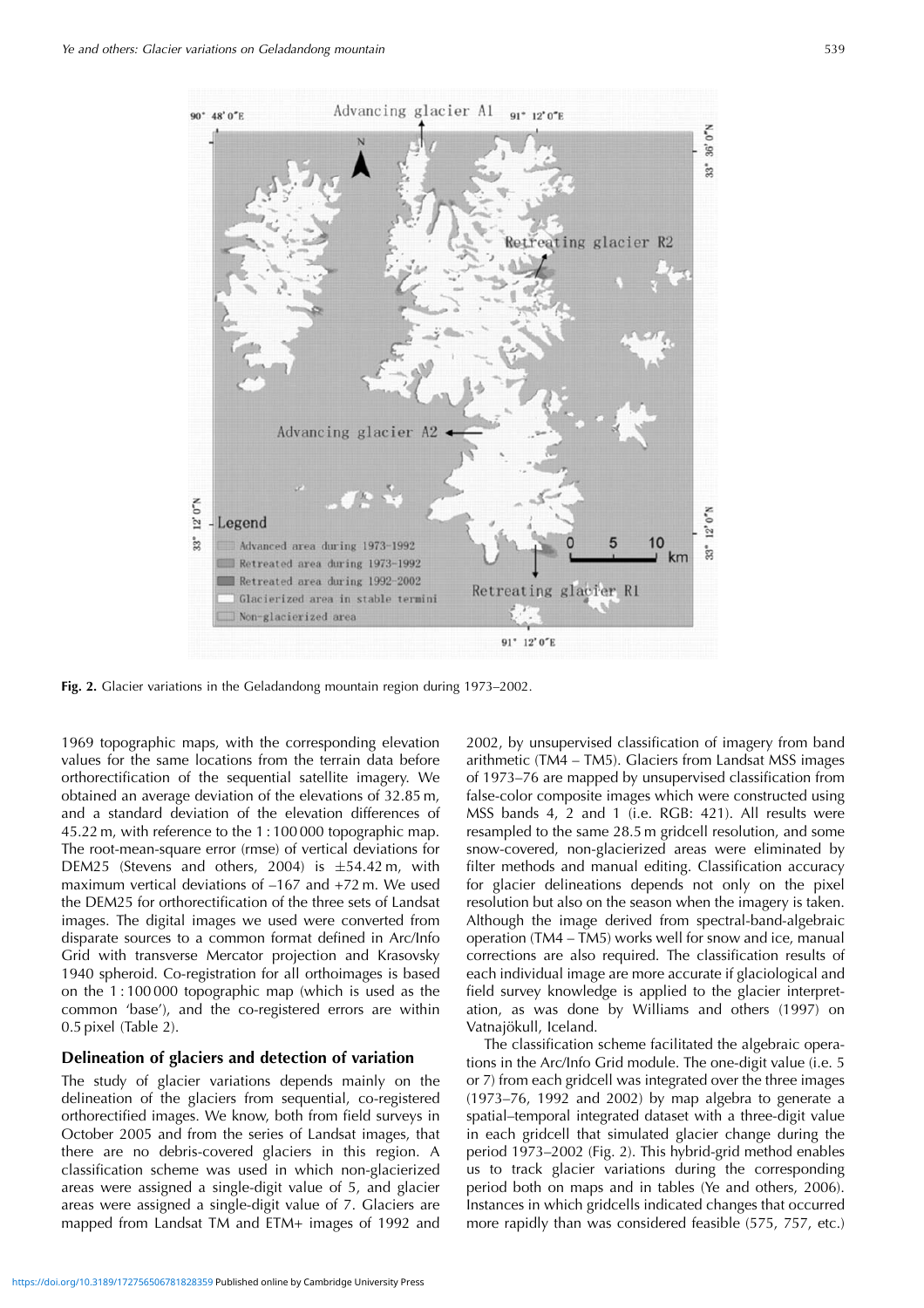**Fig. 2.** Glacier variations in the Geladandong mountain region during 1973–2002.

1969 topographic maps, with the corresponding elevation values for the same locations from the terrain data before orthorectification of the sequential satellite imagery. We obtained an average deviation of the elevations of 32.85 m, and a standard deviation of the elevation differences of 45.22 m, with reference to the 1 : 100 000 topographic map. The root-mean-square error (rmse) of vertical deviations for DEM25 (Stevens and others, 2004) is ±54.42 m, with maximum vertical deviations of –167 and +72 m. We used the DEM25 for orthorectification of the three sets of Landsat images. The digital images we used were converted from disparate sources to a common format defined in Arc/Info Grid with transverse Mercator projection and Krasovsky 1940 spheroid. Co-registration for all orthoimages is based on the 1 : 100 000 topographic map (which is used as the common 'base'), and the co-registered errors are within 0.5 pixel (Table 2).

## Delineation of glaciers and detection of variation

The study of glacier variations depends mainly on the delineation of the glaciers from sequential, co-registered orthorectified images. We know, both from field surveys in October 2005 and from the series of Landsat images, that there are no debris-covered glaciers in this region. A classification scheme was used in which non-glacierized areas were assigned a single-digit value of 5, and glacier areas were assigned a single-digit value of 7. Glaciers are mapped from Landsat TM and ETM+ images of 1992 and 2002, by unsupervised classification of imagery from band arithmetic (TM4 – TM5). Glaciers from Landsat MSS images of 1973–76 are mapped by unsupervised classification from false-color composite images which were constructed using MSS bands 4, 2 and 1 (i.e. RGB: 421). All results were resampled to the same 28.5 m gridcell resolution, and some snow-covered, non-glacierized areas were eliminated by filter methods and manual editing. Classification accuracy for glacier delineations depends not only on the pixel resolution but also on the season when the imagery is taken. Although the image derived from spectral-band-algebraic operation (TM4 – TM5) works well for snow and ice, manual corrections are also required. The classification results of each individual image are more accurate if glaciological and field survey knowledge is applied to the glacier interpretation, as was done by Williams and others (1997) on Vatnajökull, Iceland.

The classification scheme facilitated the algebraic operations in the Arc/Info Grid module. The one-digit value (i.e. 5 or 7) from each gridcell was integrated over the three images (1973–76, 1992 and 2002) by map algebra to generate a spatial–temporal integrated dataset with a three-digit value in each gridcell that simulated glacier change during the period 1973–2002 (Fig. 2). This hybrid-grid method enables us to track glacier variations during the corresponding period both on maps and in tables (Ye and others, 2006). Instances in which gridcells indicated changes that occurred more rapidly than was considered feasible (575, 757, etc.)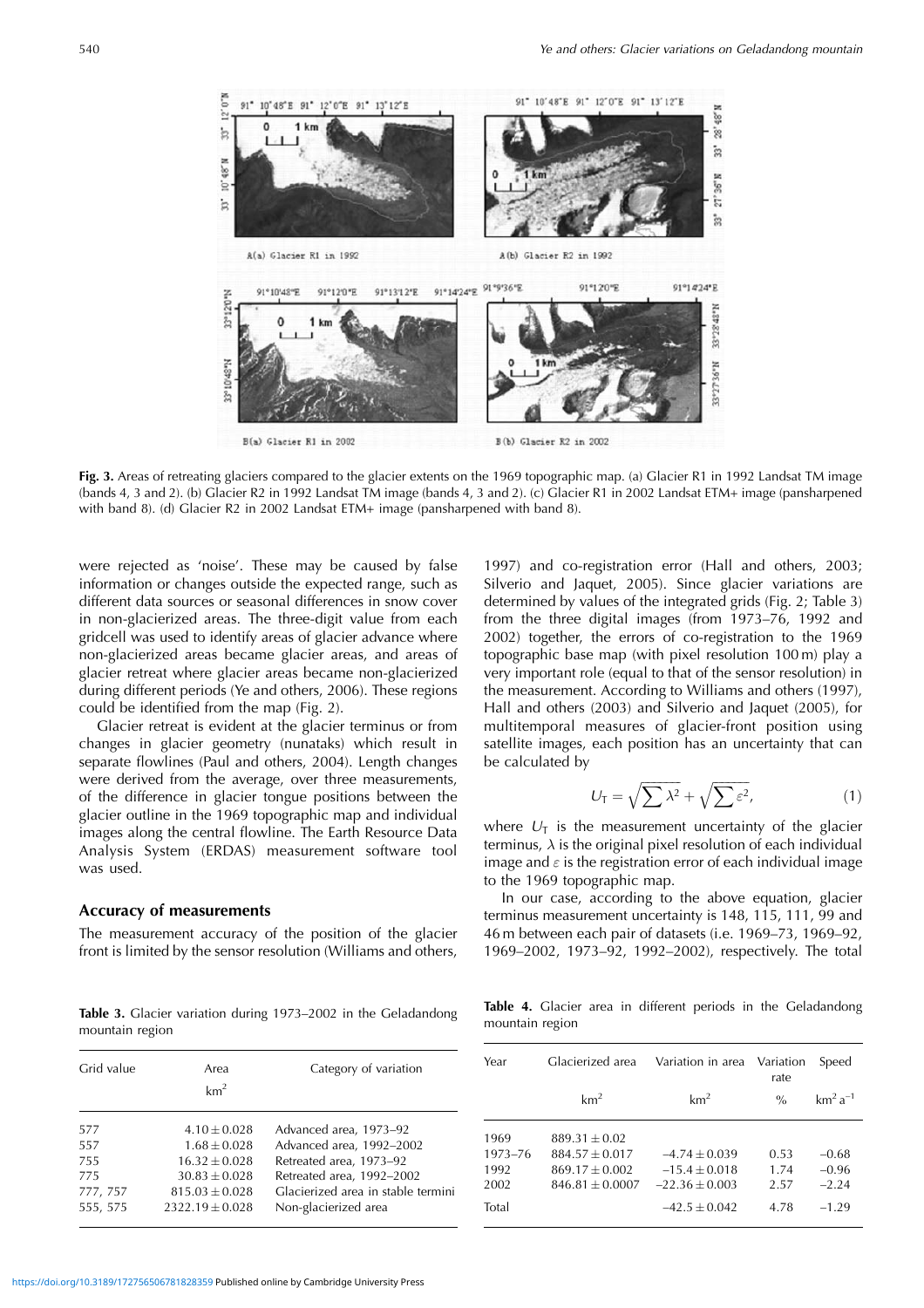**Fig. 3.** Areas of retreating glaciers compared to the glacier extents on the 1969 topographic map. (a) Glacier R1 in 1992 Landsat TM image (bands 4, 3 and 2). (b) Glacier R2 in 1992 Landsat TM image (bands 4, 3 and 2). (c) Glacier R1 in 2002 Landsat ETM+ image (pansharpened with band 8). (d) Glacier R2 in 2002 Landsat ETM+ image (pansharpened with band 8).

were rejected as 'noise'. These may be caused by false information or changes outside the expected range, such as different data sources or seasonal differences in snow cover in non-glacierized areas. The three-digit value from each gridcell was used to identify areas of glacier advance where non-glacierized areas became glacier areas, and areas of glacier retreat where glacier areas became non-glacierized during different periods (Ye and others, 2006). These regions could be identified from the map (Fig. 2).

Glacier retreat is evident at the glacier terminus or from changes in glacier geometry (nunataks) which result in separate flowlines (Paul and others, 2004). Length changes were derived from the average, over three measurements, of the difference in glacier tongue positions between the glacier outline in the 1969 topographic map and individual images along the central flowline. The Earth Resource Data Analysis System (ERDAS) measurement software tool was used.

## Accuracy of measurements

The measurement accuracy of the position of the glacier front is limited by the sensor resolution (Williams and others, 1997) and co-registration error (Hall and others, 2003; Silverio and Jaquet, 2005). Since glacier variations are determined by values of the integrated grids (Fig. 2; Table 3) from the three digital images (from 1973–76, 1992 and 2002) together, the errors of co-registration to the 1969 topographic base map (with pixel resolution 100 m) play a very important role (equal to that of the sensor resolution) in the measurement. According to Williams and others (1997), Hall and others (2003) and Silverio and Jaquet (2005), for multitemporal measures of glacier-front position using satellite images, each position has an uncertainty that can be calculated by

$$U_{\mathrm{T}} = \sqrt{\sum \lambda^2} + \sqrt{\sum \varepsilon^2}, \tag{1}$$

where $U_{\mathrm{T}}$ is the measurement uncertainty of the glacier terminus, $\lambda$ is the original pixel resolution of each individual image and $\varepsilon$ is the registration error of each individual image to the 1969 topographic map.

In our case, according to the above equation, glacier terminus measurement uncertainty is 148, 115, 111, 99 and 46 m between each pair of datasets (i.e. 1969–73, 1969–92, 1969–2002, 1973–92, 1992–2002), respectively. The total

**Table 3.** Glacier variation during 1973–2002 in the Geladandong mountain region

| Grid value | Area<br>km$^2$ | Category of variation |
|---|---|---|
| 577 | $4.10 \pm 0.028$ | Advanced area, 1973–92 |
| 557 | $1.68 \pm 0.028$ | Advanced area, 1992–2002 |
| 755 | $16.32 \pm 0.028$ | Retreated area, 1973–92 |
| 775 | $30.83 \pm 0.028$ | Retreated area, 1992–2002 |
| 777, 757 | $815.03 \pm 0.028$ | Glacierized area in stable termini |
| 555, 575 | $2322.19 \pm 0.028$ | Non-glacierized area |

**Table 4.** Glacier area in different periods in the Geladandong mountain region

| Year | Glacierized area | Variation in area | Variation rate | Speed |
|---|---|---|---|---|
| | km$^2$ | km$^2$ | % | km$^2$ a$^{-1}$ |
| 1969 | $889.31 \pm 0.02$ | | | |
| 1973–76 | $884.57 \pm 0.017$ | $-4.74 \pm 0.039$ | 0.53 | $-0.68$ |
| 1992 | $869.17 \pm 0.002$ | $-15.4 \pm 0.018$ | 1.74 | $-0.96$ |
| 2002 | $846.81 \pm 0.0007$ | $-22.36 \pm 0.003$ | 2.57 | $-2.24$ |
| Total | | $-42.5 \pm 0.042$ | 4.78 | $-1.29$ |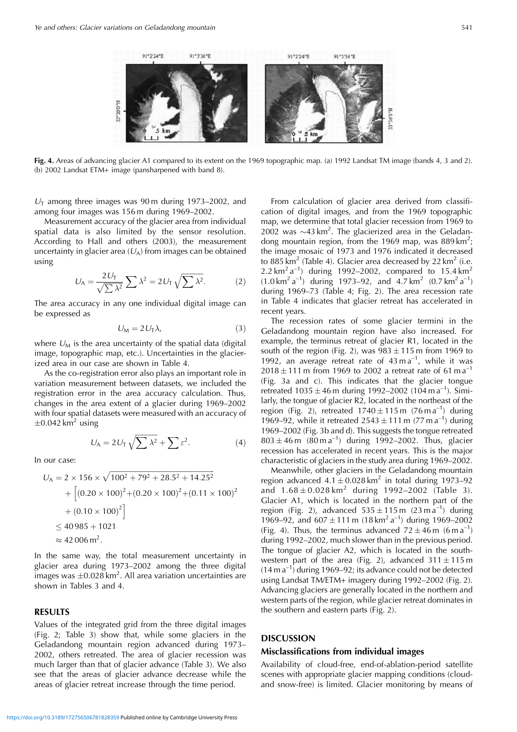**Fig. 4.** Areas of advancing glacier A1 compared to its extent on the 1969 topographic map. (a) 1992 Landsat TM image (bands 4, 3 and 2). (b) 2002 Landsat ETM+ image (pansharpened with band 8).

$U_T$ among three images was 90 m during 1973–2002, and among four images was 156 m during 1969–2002.

Measurement accuracy of the glacier area from individual spatial data is also limited by the sensor resolution. According to Hall and others (2003), the measurement uncertainty in glacier area ($U_A$) from images can be obtained using

$$U_A = \frac{2U_T}{\sqrt{\sum \lambda^2}} \sum \lambda^2 = 2U_T\sqrt{\sum \lambda^2}. \quad (2)$$

The area accuracy in any one individual digital image can be expressed as

$$U_M = 2U_T\lambda, \quad (3)$$

where $U_M$ is the area uncertainty of the spatial data (digital image, topographic map, etc.). Uncertainties in the glacierized area in our case are shown in Table 4.

As the co-registration error also plays an important role in variation measurement between datasets, we included the registration error in the area accuracy calculation. Thus, changes in the area extent of a glacier during 1969–2002 with four spatial datasets were measured with an accuracy of $\pm 0.042\ \text{km}^2$ using

$$U_A = 2U_T\sqrt{\sum \lambda^2} + \sum \varepsilon^2. \quad (4)$$

In our case:

$$\begin{aligned} U_A &= 2 \times 156 \times \sqrt{100^2 + 79^2 + 28.5^2 + 14.25^2} \\ &\quad + \left[(0.20 \times 100)^2 + (0.20 \times 100)^2 + (0.11 \times 100)^2 \right. \\ &\quad \left. + (0.10 \times 100)^2\right] \\ &\leq 40\,985 + 1021 \\ &\approx 42\,006\ \text{m}^2. \end{aligned}$$

In the same way, the total measurement uncertainty in glacier area during 1973–2002 among the three digital images was $\pm 0.028\ \text{km}^2$. All area variation uncertainties are shown in Tables 3 and 4.

## RESULTS

Values of the integrated grid from the three digital images (Fig. 2; Table 3) show that, while some glaciers in the Geladandong mountain region advanced during 1973–2002, others retreated. The area of glacier recession was much larger than that of glacier advance (Table 3). We also see that the areas of glacier advance decrease while the areas of glacier retreat increase through the time period.

From calculation of glacier area derived from classification of digital images, and from the 1969 topographic map, we determine that total glacier recession from 1969 to 2002 was ~43 km$^2$. The glacierized area in the Geladandong mountain region, from the 1969 map, was 889 km$^2$; the image mosaic of 1973 and 1976 indicated it decreased to 885 km$^2$ (Table 4). Glacier area decreased by 22 km$^2$ (i.e. 2.2 km$^2$ a$^{-1}$) during 1992–2002, compared to 15.4 km$^2$ (1.0 km$^2$ a$^{-1}$) during 1973–92, and 4.7 km$^2$ (0.7 km$^2$ a$^{-1}$) during 1969–73 (Table 4; Fig. 2). The area recession rate in Table 4 indicates that glacier retreat has accelerated in recent years.

The recession rates of some glacier termini in the Geladandong mountain region have also increased. For example, the terminus retreat of glacier R1, located in the south of the region (Fig. 2), was 983 ± 115 m from 1969 to 1992, an average retreat rate of 43 m a$^{-1}$, while it was 2018 ± 111 m from 1969 to 2002 a retreat rate of 61 m a$^{-1}$ (Fig. 3a and c). This indicates that the glacier tongue retreated 1035 ± 46 m during 1992–2002 (104 m a$^{-1}$). Similarly, the tongue of glacier R2, located in the northeast of the region (Fig. 2), retreated 1740 ± 115 m (76 m a$^{-1}$) during 1969–92, while it retreated 2543 ± 111 m (77 m a$^{-1}$) during 1969–2002 (Fig. 3b and d). This suggests the tongue retreated 803 ± 46 m (80 m a$^{-1}$) during 1992–2002. Thus, glacier recession has accelerated in recent years. This is the major characteristic of glaciers in the study area during 1969–2002.

Meanwhile, other glaciers in the Geladandong mountain region advanced 4.1 ± 0.028 km$^2$ in total during 1973–92 and 1.68 ± 0.028 km$^2$ during 1992–2002 (Table 3). Glacier A1, which is located in the northern part of the region (Fig. 2), advanced 535 ± 115 m (23 m a$^{-1}$) during 1969–92, and 607 ± 111 m (18 km$^2$ a$^{-1}$) during 1969–2002 (Fig. 4). Thus, the terminus advanced 72 ± 46 m (6 m a$^{-1}$) during 1992–2002, much slower than in the previous period. The tongue of glacier A2, which is located in the southwestern part of the area (Fig. 2), advanced 311 ± 115 m (14 m a$^{-1}$) during 1969–92; its advance could not be detected using Landsat TM/ETM+ imagery during 1992–2002 (Fig. 2). Advancing glaciers are generally located in the northern and western parts of the region, while glacier retreat dominates in the southern and eastern parts (Fig. 2).

## DISCUSSION

### Misclassifications from individual images

Availability of cloud-free, end-of-ablation-period satellite scenes with appropriate glacier mapping conditions (cloud- and snow-free) is limited. Glacier monitoring by means of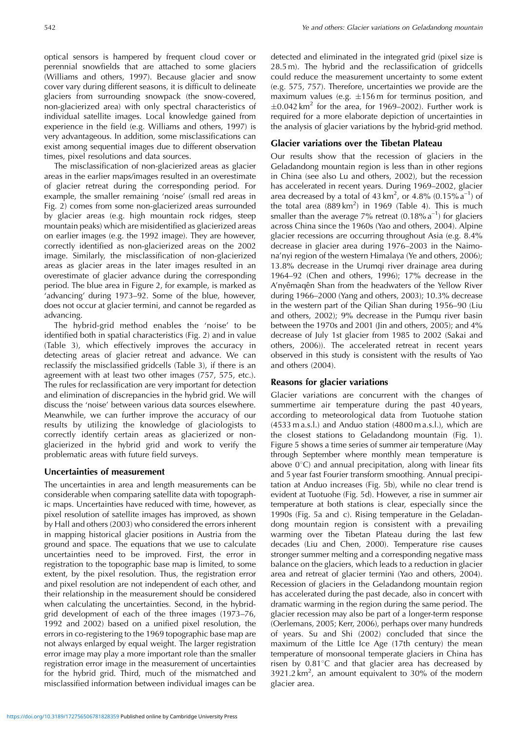optical sensors is hampered by frequent cloud cover or perennial snowfields that are attached to some glaciers (Williams and others, 1997). Because glacier and snow cover vary during different seasons, it is difficult to delineate glaciers from surrounding snowpack (the snow-covered, non-glacierized area) with only spectral characteristics of individual satellite images. Local knowledge gained from experience in the field (e.g. Williams and others, 1997) is very advantageous. In addition, some misclassifications can exist among sequential images due to different observation times, pixel resolutions and data sources.

The misclassification of non-glacierized areas as glacier areas in the earlier maps/images resulted in an overestimate of glacier retreat during the corresponding period. For example, the smaller remaining 'noise' (small red areas in Fig. 2) comes from some non-glacierized areas surrounded by glacier areas (e.g. high mountain rock ridges, steep mountain peaks) which are misidentified as glacierized areas on earlier images (e.g. the 1992 image). They are however, correctly identified as non-glacierized areas on the 2002 image. Similarly, the misclassification of non-glacierized areas as glacier areas in the later images resulted in an overestimate of glacier advance during the corresponding period. The blue area in Figure 2, for example, is marked as 'advancing' during 1973–92. Some of the blue, however, does not occur at glacier termini, and cannot be regarded as advancing.

The hybrid-grid method enables the 'noise' to be identified both in spatial characteristics (Fig. 2) and in value (Table 3), which effectively improves the accuracy in detecting areas of glacier retreat and advance. We can reclassify the misclassified gridcells (Table 3), if there is an agreement with at least two other images (757, 575, etc.). The rules for reclassification are very important for detection and elimination of discrepancies in the hybrid grid. We will discuss the 'noise' between various data sources elsewhere. Meanwhile, we can further improve the accuracy of our results by utilizing the knowledge of glaciologists to correctly identify certain areas as glacierized or non-glacierized in the hybrid grid and work to verify the problematic areas with future field surveys.

## Uncertainties of measurement

The uncertainties in area and length measurements can be considerable when comparing satellite data with topographic maps. Uncertainties have reduced with time, however, as pixel resolution of satellite images has improved, as shown by Hall and others (2003) who considered the errors inherent in mapping historical glacier positions in Austria from the ground and space. The equations that we use to calculate uncertainties need to be improved. First, the error in registration to the topographic base map is limited, to some extent, by the pixel resolution. Thus, the registration error and pixel resolution are not independent of each other, and their relationship in the measurement should be considered when calculating the uncertainties. Second, in the hybrid-grid development of each of the three images (1973–76, 1992 and 2002) based on a unified pixel resolution, the errors in co-registering to the 1969 topographic base map are not always enlarged by equal weight. The larger registration error image may play a more important role than the smaller registration error image in the measurement of uncertainties for the hybrid grid. Third, much of the mismatched and misclassified information between individual images can be detected and eliminated in the integrated grid (pixel size is 28.5 m). The hybrid and the reclassification of gridcells could reduce the measurement uncertainty to some extent (e.g. 575, 757). Therefore, uncertainties we provide are the maximum values (e.g. $\pm 156$ m for terminus position, and $\pm 0.042\ \text{km}^2$ for the area, for 1969–2002). Further work is required for a more elaborate depiction of uncertainties in the analysis of glacier variations by the hybrid-grid method.

## Glacier variations over the Tibetan Plateau

Our results show that the recession of glaciers in the Geladandong mountain region is less than in other regions in China (see also Lu and others, 2002), but the recession has accelerated in recent years. During 1969–2002, glacier area decreased by a total of $43\ \text{km}^2$, or 4.8% ($0.15\%\ \text{a}^{-1}$) of the total area ($889\ \text{km}^2$) in 1969 (Table 4). This is much smaller than the average 7% retreat ($0.18\%\ \text{a}^{-1}$) for glaciers across China since the 1960s (Yao and others, 2004). Alpine glacier recessions are occurring throughout Asia (e.g. 8.4% decrease in glacier area during 1976–2003 in the Naimona'nyi region of the western Himalaya (Ye and others, 2006); 13.8% decrease in the Urumqi river drainage area during 1964–92 (Chen and others, 1996); 17% decrease in the A'nyêmaqên Shan from the headwaters of the Yellow River during 1966–2000 (Yang and others, 2003); 10.3% decrease in the western part of the Qilian Shan during 1956–90 (Liu and others, 2002); 9% decrease in the Pumqu river basin between the 1970s and 2001 (Jin and others, 2005); and 4% decrease of July 1st glacier from 1985 to 2002 (Sakai and others, 2006)). The accelerated retreat in recent years observed in this study is consistent with the results of Yao and others (2004).

## Reasons for glacier variations

Glacier variations are concurrent with the changes of summertime air temperature during the past 40 years, according to meteorological data from Tuotuohe station (4533 m a.s.l.) and Anduo station (4800 m a.s.l.), which are the closest stations to Geladandong mountain (Fig. 1). Figure 5 shows a time series of summer air temperature (May through September where monthly mean temperature is above 0°C) and annual precipitation, along with linear fits and 5 year fast Fourier transform smoothing. Annual precipitation at Anduo increases (Fig. 5b), while no clear trend is evident at Tuotuohe (Fig. 5d). However, a rise in summer air temperature at both stations is clear, especially since the 1990s (Fig. 5a and c). Rising temperature in the Geladandong mountain region is consistent with a prevailing warming over the Tibetan Plateau during the last few decades (Liu and Chen, 2000). Temperature rise causes stronger summer melting and a corresponding negative mass balance on the glaciers, which leads to a reduction in glacier area and retreat of glacier termini (Yao and others, 2004). Recession of glaciers in the Geladandong mountain region has accelerated during the past decade, also in concert with dramatic warming in the region during the same period. The glacier recession may also be part of a longer-term response (Oerlemans, 2005; Kerr, 2006), perhaps over many hundreds of years. Su and Shi (2002) concluded that since the maximum of the Little Ice Age (17th century) the mean temperature of monsoonal temperate glaciers in China has risen by 0.81°C and that glacier area has decreased by $3921.2\ \text{km}^2$, an amount equivalent to 30% of the modern glacier area.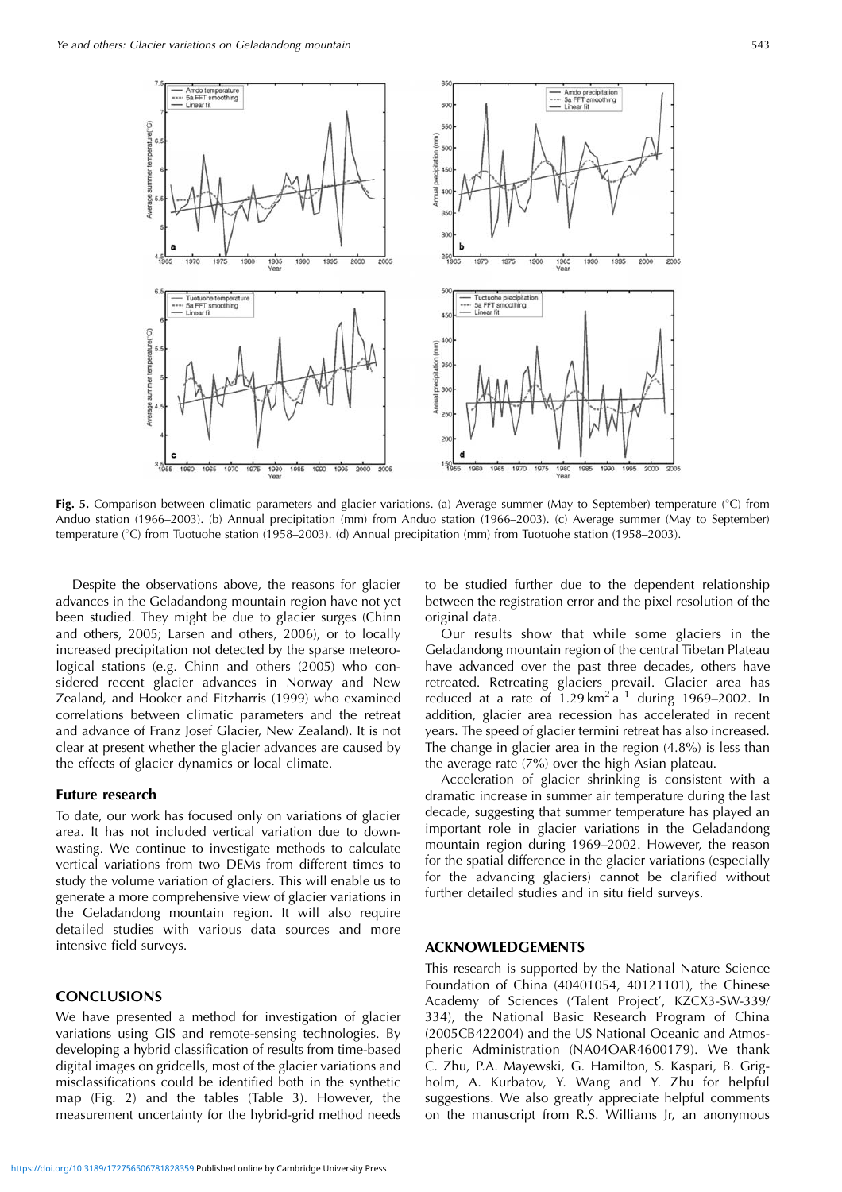**Fig. 5.** Comparison between climatic parameters and glacier variations. (a) Average summer (May to September) temperature (°C) from Anduo station (1966–2003). (b) Annual precipitation (mm) from Anduo station (1966–2003). (c) Average summer (May to September) temperature (°C) from Tuotuohe station (1958–2003). (d) Annual precipitation (mm) from Tuotuohe station (1958–2003).

Despite the observations above, the reasons for glacier advances in the Geladandong mountain region have not yet been studied. They might be due to glacier surges (Chinn and others, 2005; Larsen and others, 2006), or to locally increased precipitation not detected by the sparse meteorological stations (e.g. Chinn and others (2005) who considered recent glacier advances in Norway and New Zealand, and Hooker and Fitzharris (1999) who examined correlations between climatic parameters and the retreat and advance of Franz Josef Glacier, New Zealand). It is not clear at present whether the glacier advances are caused by the effects of glacier dynamics or local climate.

### Future research

To date, our work has focused only on variations of glacier area. It has not included vertical variation due to downwasting. We continue to investigate methods to calculate vertical variations from two DEMs from different times to study the volume variation of glaciers. This will enable us to generate a more comprehensive view of glacier variations in the Geladandong mountain region. It will also require detailed studies with various data sources and more intensive field surveys.

## CONCLUSIONS

We have presented a method for investigation of glacier variations using GIS and remote-sensing technologies. By developing a hybrid classification of results from time-based digital images on gridcells, most of the glacier variations and misclassifications could be identified both in the synthetic map (Fig. 2) and the tables (Table 3). However, the measurement uncertainty for the hybrid-grid method needs to be studied further due to the dependent relationship between the registration error and the pixel resolution of the original data.

Our results show that while some glaciers in the Geladandong mountain region of the central Tibetan Plateau have advanced over the past three decades, others have retreated. Retreating glaciers prevail. Glacier area has reduced at a rate of $1.29\,km^2\,a^{-1}$ during 1969–2002. In addition, glacier area recession has accelerated in recent years. The speed of glacier termini retreat has also increased. The change in glacier area in the region (4.8%) is less than the average rate (7%) over the high Asian plateau.

Acceleration of glacier shrinking is consistent with a dramatic increase in summer air temperature during the last decade, suggesting that summer temperature has played an important role in glacier variations in the Geladandong mountain region during 1969–2002. However, the reason for the spatial difference in the glacier variations (especially for the advancing glaciers) cannot be clarified without further detailed studies and in situ field surveys.

## ACKNOWLEDGEMENTS

This research is supported by the National Nature Science Foundation of China (40401054, 40121101), the Chinese Academy of Sciences ('Talent Project', KZCX3-SW-339/334), the National Basic Research Program of China (2005CB422004) and the US National Oceanic and Atmospheric Administration (NA04OAR4600179). We thank C. Zhu, P.A. Mayewski, G. Hamilton, S. Kaspari, B. Grigholm, A. Kurbatov, Y. Wang and Y. Zhu for helpful suggestions. We also greatly appreciate helpful comments on the manuscript from R.S. Williams Jr, an anonymous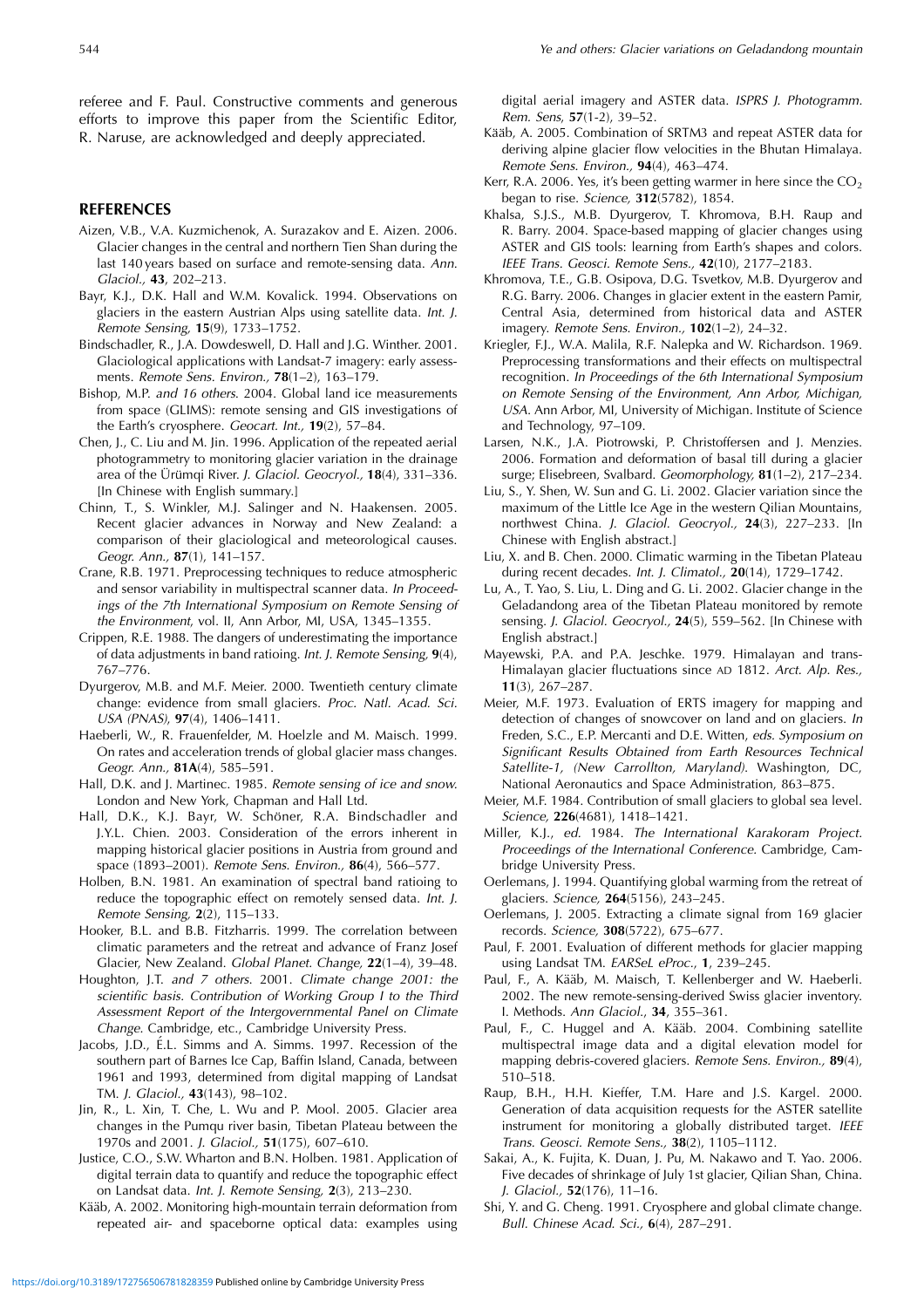referee and F. Paul. Constructive comments and generous efforts to improve this paper from the Scientific Editor, R. Naruse, are acknowledged and deeply appreciated.

## REFERENCES

Aizen, V.B., V.A. Kuzmichenok, A. Surazakov and E. Aizen. 2006. Glacier changes in the central and northern Tien Shan during the last 140 years based on surface and remote-sensing data. *Ann. Glaciol.,* **43**, 202–213.

Bayr, K.J., D.K. Hall and W.M. Kovalick. 1994. Observations on glaciers in the eastern Austrian Alps using satellite data. *Int. J. Remote Sensing,* **15**(9), 1733–1752.

Bindschadler, R., J.A. Dowdeswell, D. Hall and J.G. Winther. 2001. Glaciological applications with Landsat-7 imagery: early assessments. *Remote Sens. Environ.,* **78**(1–2), 163–179.

Bishop, M.P. *and 16 others*. 2004. Global land ice measurements from space (GLIMS): remote sensing and GIS investigations of the Earth's cryosphere. *Geocart. Int.,* **19**(2), 57–84.

Chen, J., C. Liu and M. Jin. 1996. Application of the repeated aerial photogrammetry to monitoring glacier variation in the drainage area of the Ürümqi River. *J. Glaciol. Geocryol.,* **18**(4), 331–336. [In Chinese with English summary.]

Chinn, T., S. Winkler, M.J. Salinger and N. Haakensen. 2005. Recent glacier advances in Norway and New Zealand: a comparison of their glaciological and meteorological causes. *Geogr. Ann.,* **87**(1), 141–157.

Crane, R.B. 1971. Preprocessing techniques to reduce atmospheric and sensor variability in multispectral scanner data. *In Proceedings of the 7th International Symposium on Remote Sensing of the Environment*, vol. II, Ann Arbor, MI, USA, 1345–1355.

Crippen, R.E. 1988. The dangers of underestimating the importance of data adjustments in band ratioing. *Int. J. Remote Sensing,* **9**(4), 767–776.

Dyurgerov, M.B. and M.F. Meier. 2000. Twentieth century climate change: evidence from small glaciers. *Proc. Natl. Acad. Sci. USA (PNAS),* **97**(4), 1406–1411.

Haeberli, W., R. Frauenfelder, M. Hoelzle and M. Maisch. 1999. On rates and acceleration trends of global glacier mass changes. *Geogr. Ann.,* **81A**(4), 585–591.

Hall, D.K. and J. Martinec. 1985. *Remote sensing of ice and snow.* London and New York, Chapman and Hall Ltd.

Hall, D.K., K.J. Bayr, W. Schöner, R.A. Bindschadler and J.Y.L. Chien. 2003. Consideration of the errors inherent in mapping historical glacier positions in Austria from ground and space (1893–2001). *Remote Sens. Environ.,* **86**(4), 566–577.

Holben, B.N. 1981. An examination of spectral band ratioing to reduce the topographic effect on remotely sensed data. *Int. J. Remote Sensing,* **2**(2), 115–133.

Hooker, B.L. and B.B. Fitzharris. 1999. The correlation between climatic parameters and the retreat and advance of Franz Josef Glacier, New Zealand. *Global Planet. Change,* **22**(1–4), 39–48.

Houghton, J.T. *and 7 others.* 2001. *Climate change 2001: the scientific basis. Contribution of Working Group I to the Third Assessment Report of the Intergovernmental Panel on Climate Change.* Cambridge, etc., Cambridge University Press.

Jacobs, J.D., É.L. Simms and A. Simms. 1997. Recession of the southern part of Barnes Ice Cap, Baffin Island, Canada, between 1961 and 1993, determined from digital mapping of Landsat TM. *J. Glaciol.,* **43**(143), 98–102.

Jin, R., L. Xin, T. Che, L. Wu and P. Mool. 2005. Glacier area changes in the Pumqu river basin, Tibetan Plateau between the 1970s and 2001. *J. Glaciol.,* **51**(175), 607–610.

Justice, C.O., S.W. Wharton and B.N. Holben. 1981. Application of digital terrain data to quantify and reduce the topographic effect on Landsat data. *Int. J. Remote Sensing,* **2**(3), 213–230.

Kääb, A. 2002. Monitoring high-mountain terrain deformation from repeated air- and spaceborne optical data: examples using digital aerial imagery and ASTER data. *ISPRS J. Photogramm. Rem. Sens,* **57**(1-2), 39–52.

Kääb, A. 2005. Combination of SRTM3 and repeat ASTER data for deriving alpine glacier flow velocities in the Bhutan Himalaya. *Remote Sens. Environ.,* **94**(4), 463–474.

Kerr, R.A. 2006. Yes, it's been getting warmer in here since the $CO_2$ began to rise. *Science,* **312**(5782), 1854.

Khalsa, S.J.S., M.B. Dyurgerov, T. Khromova, B.H. Raup and R. Barry. 2004. Space-based mapping of glacier changes using ASTER and GIS tools: learning from Earth's shapes and colors. *IEEE Trans. Geosci. Remote Sens.,* **42**(10), 2177–2183.

Khromova, T.E., G.B. Osipova, D.G. Tsvetkov, M.B. Dyurgerov and R.G. Barry. 2006. Changes in glacier extent in the eastern Pamir, Central Asia, determined from historical data and ASTER imagery. *Remote Sens. Environ.,* **102**(1–2), 24–32.

Kriegler, F.J., W.A. Malila, R.F. Nalepka and W. Richardson. 1969. Preprocessing transformations and their effects on multispectral recognition. *In Proceedings of the 6th International Symposium on Remote Sensing of the Environment, Ann Arbor, Michigan, USA.* Ann Arbor, MI, University of Michigan. Institute of Science and Technology, 97–109.

Larsen, N.K., J.A. Piotrowski, P. Christoffersen and J. Menzies. 2006. Formation and deformation of basal till during a glacier surge; Elisebreen, Svalbard. *Geomorphology,* **81**(1–2), 217–234.

Liu, S., Y. Shen, W. Sun and G. Li. 2002. Glacier variation since the maximum of the Little Ice Age in the western Qilian Mountains, northwest China. *J. Glaciol. Geocryol.,* **24**(3), 227–233. [In Chinese with English abstract.]

Liu, X. and B. Chen. 2000. Climatic warming in the Tibetan Plateau during recent decades. *Int. J. Climatol.,* **20**(14), 1729–1742.

Lu, A., T. Yao, S. Liu, L. Ding and G. Li. 2002. Glacier change in the Geladandong area of the Tibetan Plateau monitored by remote sensing. *J. Glaciol. Geocryol.,* **24**(5), 559–562. [In Chinese with English abstract.]

Mayewski, P.A. and P.A. Jeschke. 1979. Himalayan and trans-Himalayan glacier fluctuations since AD 1812. *Arct. Alp. Res.,* **11**(3), 267–287.

Meier, M.F. 1973. Evaluation of ERTS imagery for mapping and detection of changes of snowcover on land and on glaciers. *In* Freden, S.C., E.P. Mercanti and D.E. Witten, *eds. Symposium on Significant Results Obtained from Earth Resources Technical Satellite-1, (New Carrollton, Maryland).* Washington, DC, National Aeronautics and Space Administration, 863–875.

Meier, M.F. 1984. Contribution of small glaciers to global sea level. *Science,* **226**(4681), 1418–1421.

Miller, K.J., *ed.* 1984. *The International Karakoram Project. Proceedings of the International Conference.* Cambridge, Cambridge University Press.

Oerlemans, J. 1994. Quantifying global warming from the retreat of glaciers. *Science,* **264**(5156), 243–245.

Oerlemans, J. 2005. Extracting a climate signal from 169 glacier records. *Science,* **308**(5722), 675–677.

Paul, F. 2001. Evaluation of different methods for glacier mapping using Landsat TM. *EARSeL eProc.,* **1**, 239–245.

Paul, F., A. Kääb, M. Maisch, T. Kellenberger and W. Haeberli. 2002. The new remote-sensing-derived Swiss glacier inventory. I. Methods. *Ann Glaciol.,* **34**, 355–361.

Paul, F., C. Huggel and A. Kääb. 2004. Combining satellite multispectral image data and a digital elevation model for mapping debris-covered glaciers. *Remote Sens. Environ.,* **89**(4), 510–518.

Raup, B.H., H.H. Kieffer, T.M. Hare and J.S. Kargel. 2000. Generation of data acquisition requests for the ASTER satellite instrument for monitoring a globally distributed target. *IEEE Trans. Geosci. Remote Sens.,* **38**(2), 1105–1112.

Sakai, A., K. Fujita, K. Duan, J. Pu, M. Nakawo and T. Yao. 2006. Five decades of shrinkage of July 1st glacier, Qilian Shan, China. *J. Glaciol.,* **52**(176), 11–16.

Shi, Y. and G. Cheng. 1991. Cryosphere and global climate change. *Bull. Chinese Acad. Sci.,* **6**(4), 287–291.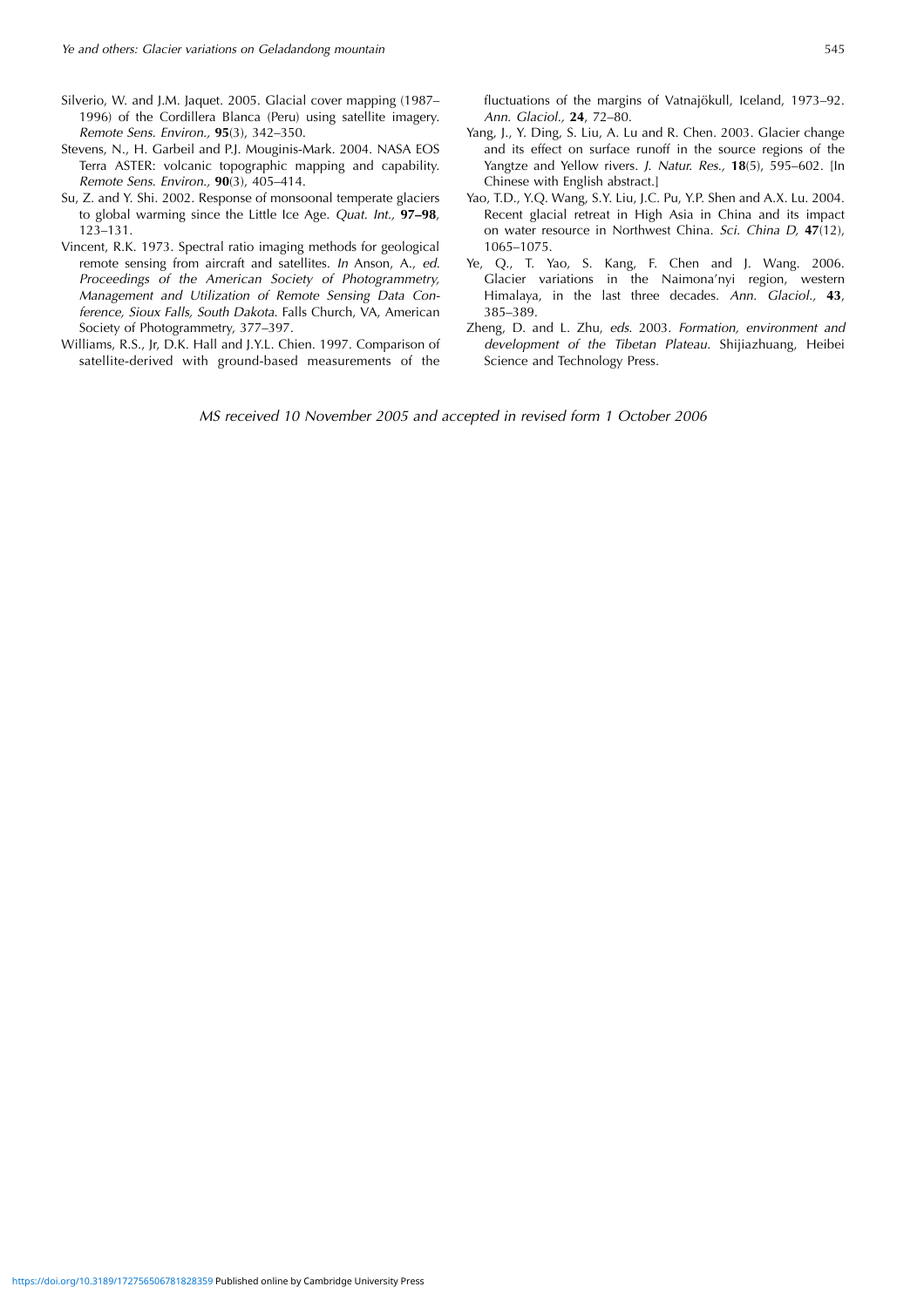Silverio, W. and J.M. Jaquet. 2005. Glacial cover mapping (1987–1996) of the Cordillera Blanca (Peru) using satellite imagery. *Remote Sens. Environ.*, **95**(3), 342–350.

Stevens, N., H. Garbeil and P.J. Mouginis-Mark. 2004. NASA EOS Terra ASTER: volcanic topographic mapping and capability. *Remote Sens. Environ.*, **90**(3), 405–414.

Su, Z. and Y. Shi. 2002. Response of monsoonal temperate glaciers to global warming since the Little Ice Age. *Quat. Int.*, **97–98**, 123–131.

Vincent, R.K. 1973. Spectral ratio imaging methods for geological remote sensing from aircraft and satellites. *In* Anson, A., *ed. Proceedings of the American Society of Photogrammetry, Management and Utilization of Remote Sensing Data Conference, Sioux Falls, South Dakota*. Falls Church, VA, American Society of Photogrammetry, 377–397.

Williams, R.S., Jr, D.K. Hall and J.Y.L. Chien. 1997. Comparison of satellite-derived with ground-based measurements of the fluctuations of the margins of Vatnajökull, Iceland, 1973–92. *Ann. Glaciol.*, **24**, 72–80.

Yang, J., Y. Ding, S. Liu, A. Lu and R. Chen. 2003. Glacier change and its effect on surface runoff in the source regions of the Yangtze and Yellow rivers. *J. Natur. Res.*, **18**(5), 595–602. [In Chinese with English abstract.]

Yao, T.D., Y.Q. Wang, S.Y. Liu, J.C. Pu, Y.P. Shen and A.X. Lu. 2004. Recent glacial retreat in High Asia in China and its impact on water resource in Northwest China. *Sci. China D*, **47**(12), 1065–1075.

Ye, Q., T. Yao, S. Kang, F. Chen and J. Wang. 2006. Glacier variations in the Naimona'nyi region, western Himalaya, in the last three decades. *Ann. Glaciol.*, **43**, 385–389.

Zheng, D. and L. Zhu, *eds*. 2003. *Formation, environment and development of the Tibetan Plateau*. Shijiazhuang, Heibei Science and Technology Press.

*MS received 10 November 2005 and accepted in revised form 1 October 2006*